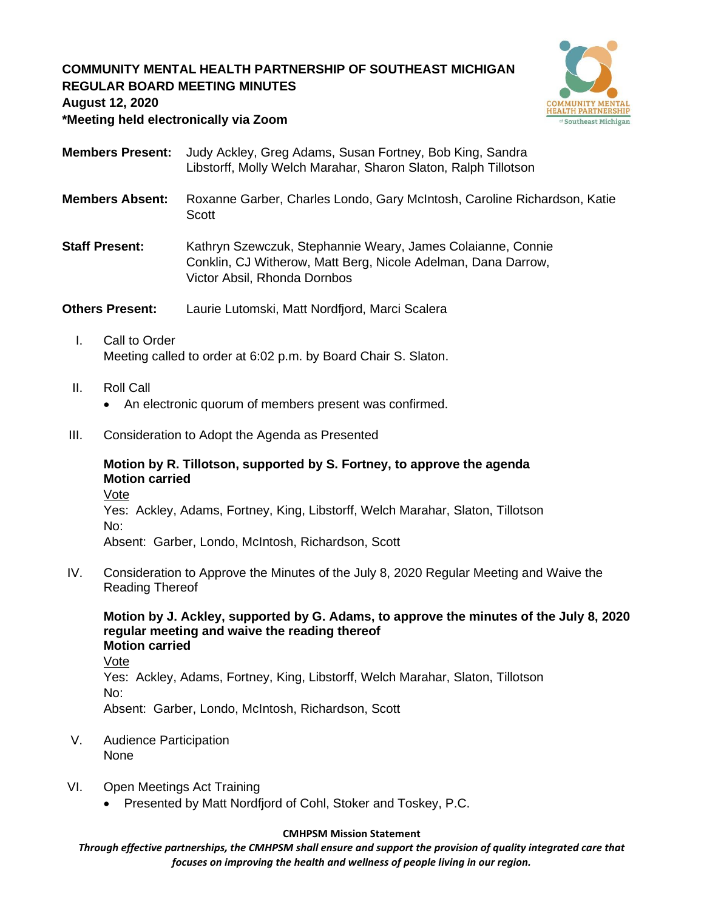# COMMUNITY MENTAL HEALTH PARTNERSHIP OF SOUTHEAST MICHIGAN
## REGULAR BOARD MEETING MINUTES
**August 12, 2020**
***Meeting held electronically via Zoom**

**Members Present:** Judy Ackley, Greg Adams, Susan Fortney, Bob King, Sandra Libstorff, Molly Welch Marahar, Sharon Slaton, Ralph Tillotson

**Members Absent:** Roxanne Garber, Charles Londo, Gary McIntosh, Caroline Richardson, Katie Scott

**Staff Present:** Kathryn Szewczuk, Stephannie Weary, James Colaianne, Connie Conklin, CJ Witherow, Matt Berg, Nicole Adelman, Dana Darrow, Victor Absil, Rhonda Dornbos

**Others Present:** Laurie Lutomski, Matt Nordfjord, Marci Scalera

I. Call to Order
Meeting called to order at 6:02 p.m. by Board Chair S. Slaton.

II. Roll Call
- An electronic quorum of members present was confirmed.

III. Consideration to Adopt the Agenda as Presented

**Motion by R. Tillotson, supported by S. Fortney, to approve the agenda**
**Motion carried**
Vote
Yes: Ackley, Adams, Fortney, King, Libstorff, Welch Marahar, Slaton, Tillotson
No:
Absent: Garber, Londo, McIntosh, Richardson, Scott

IV. Consideration to Approve the Minutes of the July 8, 2020 Regular Meeting and Waive the Reading Thereof

**Motion by J. Ackley, supported by G. Adams, to approve the minutes of the July 8, 2020 regular meeting and waive the reading thereof**
**Motion carried**
Vote
Yes: Ackley, Adams, Fortney, King, Libstorff, Welch Marahar, Slaton, Tillotson
No:
Absent: Garber, Londo, McIntosh, Richardson, Scott

V. Audience Participation
None

VI. Open Meetings Act Training
- Presented by Matt Nordfjord of Cohl, Stoker and Toskey, P.C.

**CMHPSM Mission Statement**
***Through effective partnerships, the CMHPSM shall ensure and support the provision of quality integrated care that focuses on improving the health and wellness of people living in our region.***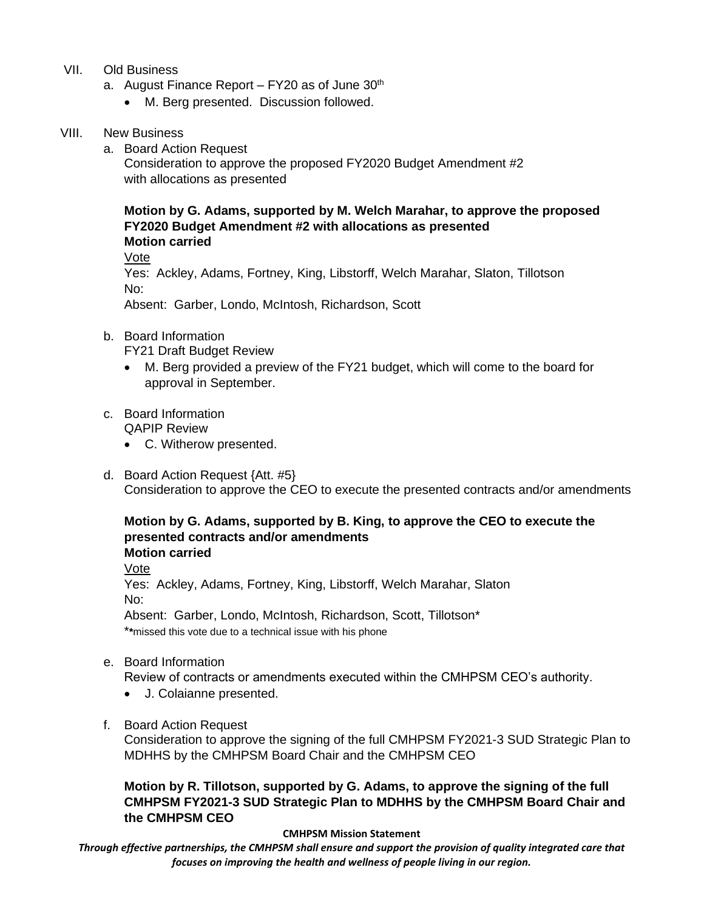VII. Old Business

a. August Finance Report – FY20 as of June 30th

- M. Berg presented. Discussion followed.

VIII. New Business

a. Board Action Request
Consideration to approve the proposed FY2020 Budget Amendment #2 with allocations as presented

**Motion by G. Adams, supported by M. Welch Marahar, to approve the proposed FY2020 Budget Amendment #2 with allocations as presented**
**Motion carried**

Vote
Yes: Ackley, Adams, Fortney, King, Libstorff, Welch Marahar, Slaton, Tillotson
No:
Absent: Garber, Londo, McIntosh, Richardson, Scott

b. Board Information
FY21 Draft Budget Review

- M. Berg provided a preview of the FY21 budget, which will come to the board for approval in September.

c. Board Information
QAPIP Review

- C. Witherow presented.

d. Board Action Request {Att. #5}
Consideration to approve the CEO to execute the presented contracts and/or amendments

**Motion by G. Adams, supported by B. King, to approve the CEO to execute the presented contracts and/or amendments**
**Motion carried**

Vote
Yes: Ackley, Adams, Fortney, King, Libstorff, Welch Marahar, Slaton
No:
Absent: Garber, Londo, McIntosh, Richardson, Scott, Tillotson*
**missed this vote due to a technical issue with his phone

e. Board Information
Review of contracts or amendments executed within the CMHPSM CEO's authority.

- J. Colaianne presented.

f. Board Action Request
Consideration to approve the signing of the full CMHPSM FY2021-3 SUD Strategic Plan to MDHHS by the CMHPSM Board Chair and the CMHPSM CEO

**Motion by R. Tillotson, supported by G. Adams, to approve the signing of the full CMHPSM FY2021-3 SUD Strategic Plan to MDHHS by the CMHPSM Board Chair and the CMHPSM CEO**

**CMHPSM Mission Statement**

***Through effective partnerships, the CMHPSM shall ensure and support the provision of quality integrated care that focuses on improving the health and wellness of people living in our region.***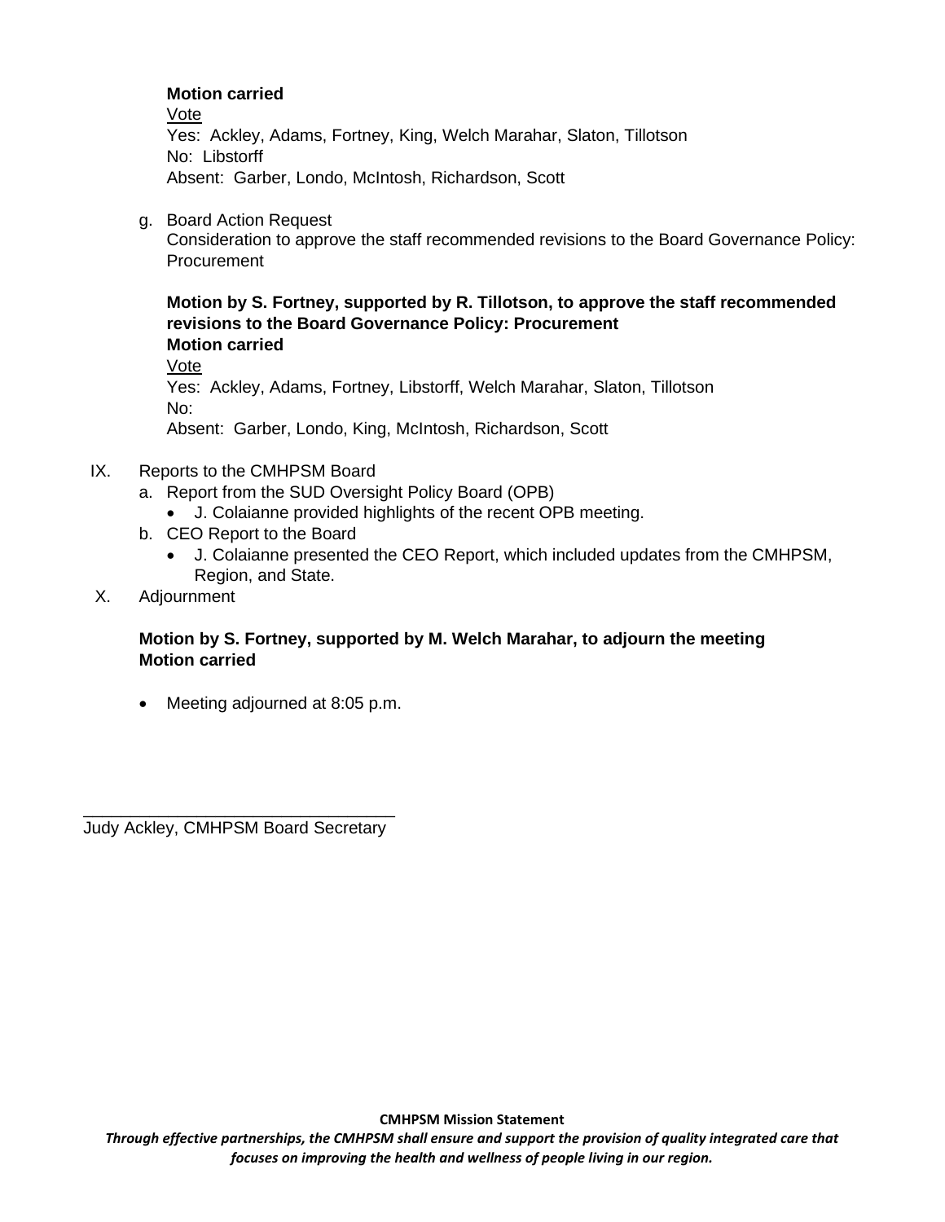**Motion carried**

<u>Vote</u>

Yes: Ackley, Adams, Fortney, King, Welch Marahar, Slaton, Tillotson

No: Libstorff

Absent: Garber, Londo, McIntosh, Richardson, Scott

g. Board Action Request

   Consideration to approve the staff recommended revisions to the Board Governance Policy: Procurement

   **Motion by S. Fortney, supported by R. Tillotson, to approve the staff recommended revisions to the Board Governance Policy: Procurement**

   **Motion carried**

   <u>Vote</u>

   Yes: Ackley, Adams, Fortney, Libstorff, Welch Marahar, Slaton, Tillotson

   No:

   Absent: Garber, Londo, King, McIntosh, Richardson, Scott

IX. Reports to the CMHPSM Board

   a. Report from the SUD Oversight Policy Board (OPB)
      - J. Colaianne provided highlights of the recent OPB meeting.

   b. CEO Report to the Board
      - J. Colaianne presented the CEO Report, which included updates from the CMHPSM, Region, and State.

X. Adjournment

   **Motion by S. Fortney, supported by M. Welch Marahar, to adjourn the meeting**

   **Motion carried**

   - Meeting adjourned at 8:05 p.m.

\_\_\_\_\_\_\_\_\_\_\_\_\_\_\_\_\_\_\_\_\_\_\_\_\_\_\_\_\_\_\_\_\_\_

Judy Ackley, CMHPSM Board Secretary

**CMHPSM Mission Statement**

***Through effective partnerships, the CMHPSM shall ensure and support the provision of quality integrated care that focuses on improving the health and wellness of people living in our region.***